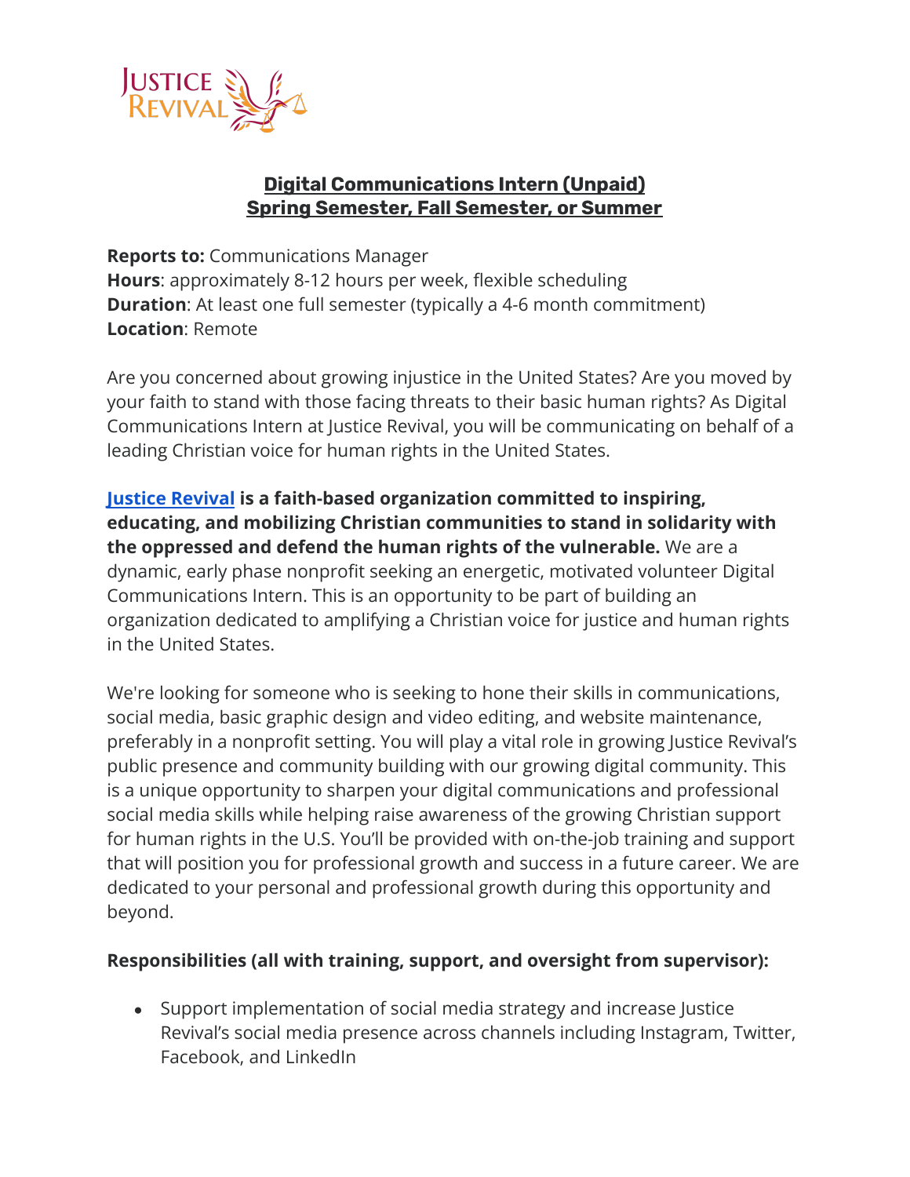# Digital Communications Intern (Unpaid)
## Spring Semester, Fall Semester, or Summer

**Reports to:** Communications Manager
**Hours**: approximately 8-12 hours per week, flexible scheduling
**Duration**: At least one full semester (typically a 4-6 month commitment)
**Location**: Remote

Are you concerned about growing injustice in the United States? Are you moved by your faith to stand with those facing threats to their basic human rights? As Digital Communications Intern at Justice Revival, you will be communicating on behalf of a leading Christian voice for human rights in the United States.

**Justice Revival is a faith-based organization committed to inspiring, educating, and mobilizing Christian communities to stand in solidarity with the oppressed and defend the human rights of the vulnerable.** We are a dynamic, early phase nonprofit seeking an energetic, motivated volunteer Digital Communications Intern. This is an opportunity to be part of building an organization dedicated to amplifying a Christian voice for justice and human rights in the United States.

We're looking for someone who is seeking to hone their skills in communications, social media, basic graphic design and video editing, and website maintenance, preferably in a nonprofit setting. You will play a vital role in growing Justice Revival's public presence and community building with our growing digital community. This is a unique opportunity to sharpen your digital communications and professional social media skills while helping raise awareness of the growing Christian support for human rights in the U.S. You'll be provided with on-the-job training and support that will position you for professional growth and success in a future career. We are dedicated to your personal and professional growth during this opportunity and beyond.

**Responsibilities (all with training, support, and oversight from supervisor):**

- Support implementation of social media strategy and increase Justice Revival's social media presence across channels including Instagram, Twitter, Facebook, and LinkedIn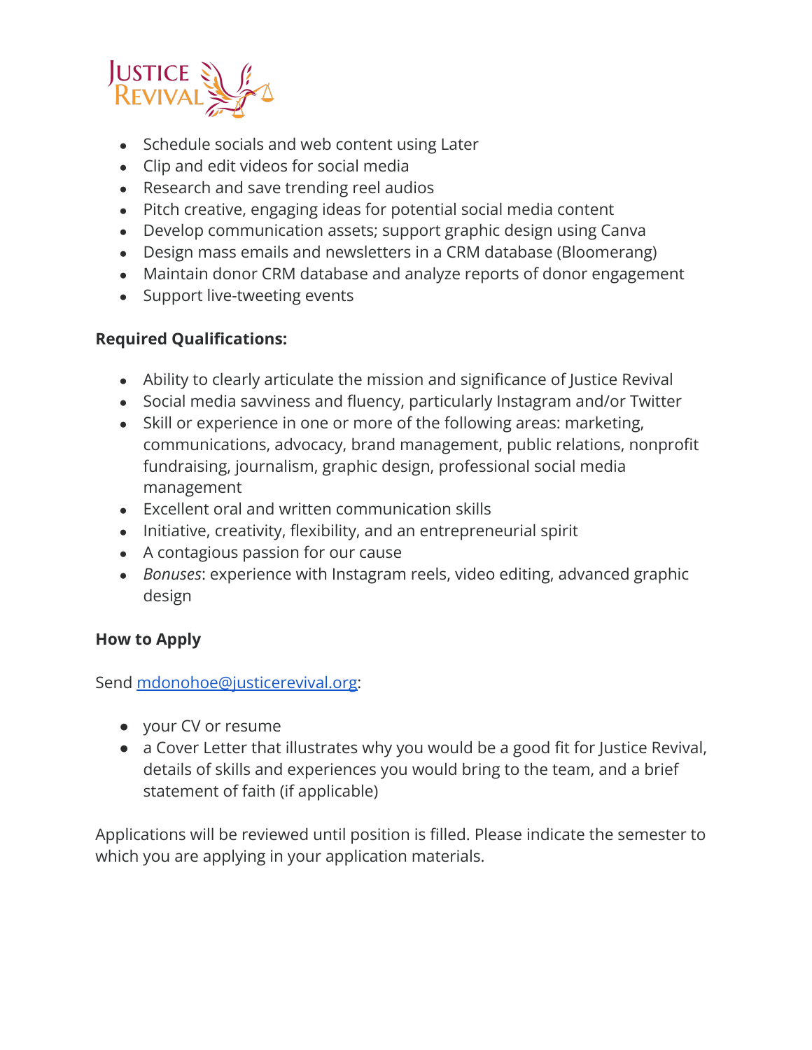- Schedule socials and web content using Later
- Clip and edit videos for social media
- Research and save trending reel audios
- Pitch creative, engaging ideas for potential social media content
- Develop communication assets; support graphic design using Canva
- Design mass emails and newsletters in a CRM database (Bloomerang)
- Maintain donor CRM database and analyze reports of donor engagement
- Support live-tweeting events

**Required Qualifications:**

- Ability to clearly articulate the mission and significance of Justice Revival
- Social media savviness and fluency, particularly Instagram and/or Twitter
- Skill or experience in one or more of the following areas: marketing, communications, advocacy, brand management, public relations, nonprofit fundraising, journalism, graphic design, professional social media management
- Excellent oral and written communication skills
- Initiative, creativity, flexibility, and an entrepreneurial spirit
- A contagious passion for our cause
- *Bonuses*: experience with Instagram reels, video editing, advanced graphic design

**How to Apply**

Send [mdonohoe@justicerevival.org](mailto:mdonohoe@justicerevival.org):

- your CV or resume
- a Cover Letter that illustrates why you would be a good fit for Justice Revival, details of skills and experiences you would bring to the team, and a brief statement of faith (if applicable)

Applications will be reviewed until position is filled. Please indicate the semester to which you are applying in your application materials.